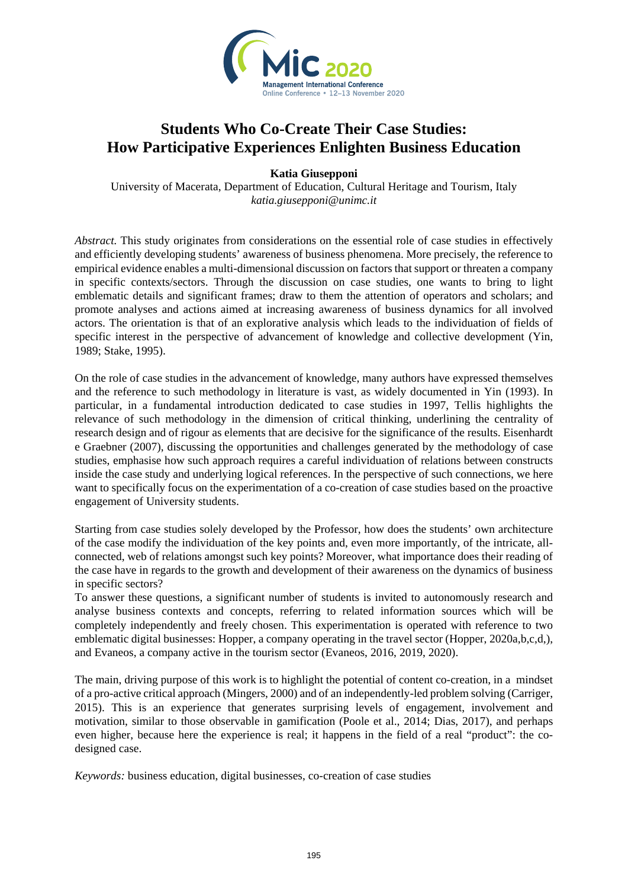# Students Who Co-Create Their Case Studies: How Participative Experiences Enlighten Business Education

**Katia Giusepponi**

University of Macerata, Department of Education, Cultural Heritage and Tourism, Italy
*katia.giusepponi@unimc.it*

*Abstract.* This study originates from considerations on the essential role of case studies in effectively and efficiently developing students' awareness of business phenomena. More precisely, the reference to empirical evidence enables a multi-dimensional discussion on factors that support or threaten a company in specific contexts/sectors. Through the discussion on case studies, one wants to bring to light emblematic details and significant frames; draw to them the attention of operators and scholars; and promote analyses and actions aimed at increasing awareness of business dynamics for all involved actors. The orientation is that of an explorative analysis which leads to the individuation of fields of specific interest in the perspective of advancement of knowledge and collective development (Yin, 1989; Stake, 1995).

On the role of case studies in the advancement of knowledge, many authors have expressed themselves and the reference to such methodology in literature is vast, as widely documented in Yin (1993). In particular, in a fundamental introduction dedicated to case studies in 1997, Tellis highlights the relevance of such methodology in the dimension of critical thinking, underlining the centrality of research design and of rigour as elements that are decisive for the significance of the results. Eisenhardt e Graebner (2007), discussing the opportunities and challenges generated by the methodology of case studies, emphasise how such approach requires a careful individuation of relations between constructs inside the case study and underlying logical references. In the perspective of such connections, we here want to specifically focus on the experimentation of a co-creation of case studies based on the proactive engagement of University students.

Starting from case studies solely developed by the Professor, how does the students' own architecture of the case modify the individuation of the key points and, even more importantly, of the intricate, all-connected, web of relations amongst such key points? Moreover, what importance does their reading of the case have in regards to the growth and development of their awareness on the dynamics of business in specific sectors?

To answer these questions, a significant number of students is invited to autonomously research and analyse business contexts and concepts, referring to related information sources which will be completely independently and freely chosen. This experimentation is operated with reference to two emblematic digital businesses: Hopper, a company operating in the travel sector (Hopper, 2020a,b,c,d,), and Evaneos, a company active in the tourism sector (Evaneos, 2016, 2019, 2020).

The main, driving purpose of this work is to highlight the potential of content co-creation, in a mindset of a pro-active critical approach (Mingers, 2000) and of an independently-led problem solving (Carriger, 2015). This is an experience that generates surprising levels of engagement, involvement and motivation, similar to those observable in gamification (Poole et al., 2014; Dias, 2017), and perhaps even higher, because here the experience is real; it happens in the field of a real "product": the co-designed case.

*Keywords:* business education, digital businesses, co-creation of case studies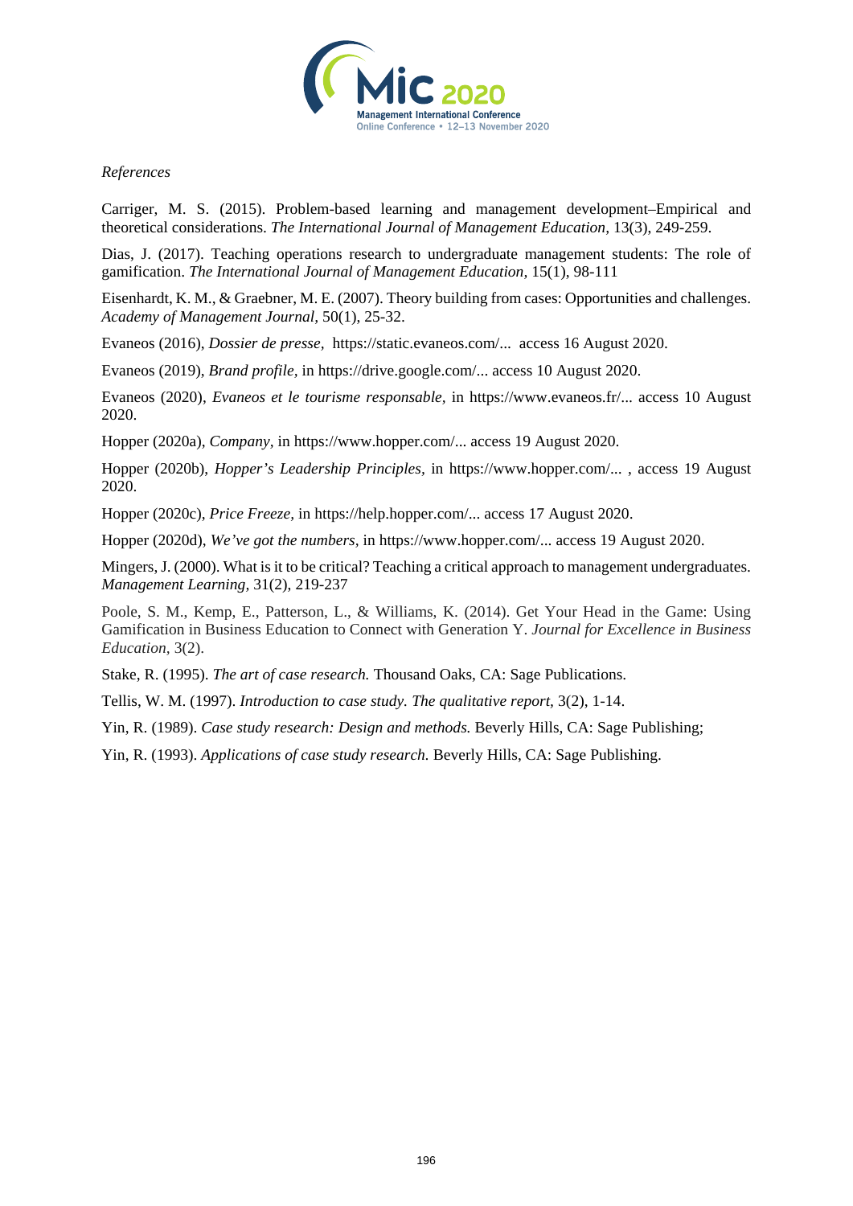*References*

Carriger, M. S. (2015). Problem-based learning and management development–Empirical and theoretical considerations. *The International Journal of Management Education*, 13(3), 249-259.

Dias, J. (2017). Teaching operations research to undergraduate management students: The role of gamification. *The International Journal of Management Education*, 15(1), 98-111

Eisenhardt, K. M., & Graebner, M. E. (2007). Theory building from cases: Opportunities and challenges. *Academy of Management Journal*, 50(1), 25-32.

Evaneos (2016), *Dossier de presse*, https://static.evaneos.com/... access 16 August 2020.

Evaneos (2019), *Brand profile*, in https://drive.google.com/... access 10 August 2020.

Evaneos (2020), *Evaneos et le tourisme responsable*, in https://www.evaneos.fr/... access 10 August 2020.

Hopper (2020a), *Company*, in https://www.hopper.com/... access 19 August 2020.

Hopper (2020b), *Hopper's Leadership Principles*, in https://www.hopper.com/... , access 19 August 2020.

Hopper (2020c), *Price Freeze*, in https://help.hopper.com/... access 17 August 2020.

Hopper (2020d), *We've got the numbers*, in https://www.hopper.com/... access 19 August 2020.

Mingers, J. (2000). What is it to be critical? Teaching a critical approach to management undergraduates. *Management Learning*, 31(2), 219-237

Poole, S. M., Kemp, E., Patterson, L., & Williams, K. (2014). Get Your Head in the Game: Using Gamification in Business Education to Connect with Generation Y. *Journal for Excellence in Business Education*, 3(2).

Stake, R. (1995). *The art of case research.* Thousand Oaks, CA: Sage Publications.

Tellis, W. M. (1997). *Introduction to case study. The qualitative report*, 3(2), 1-14.

Yin, R. (1989). *Case study research: Design and methods.* Beverly Hills, CA: Sage Publishing;

Yin, R. (1993). *Applications of case study research.* Beverly Hills, CA: Sage Publishing.